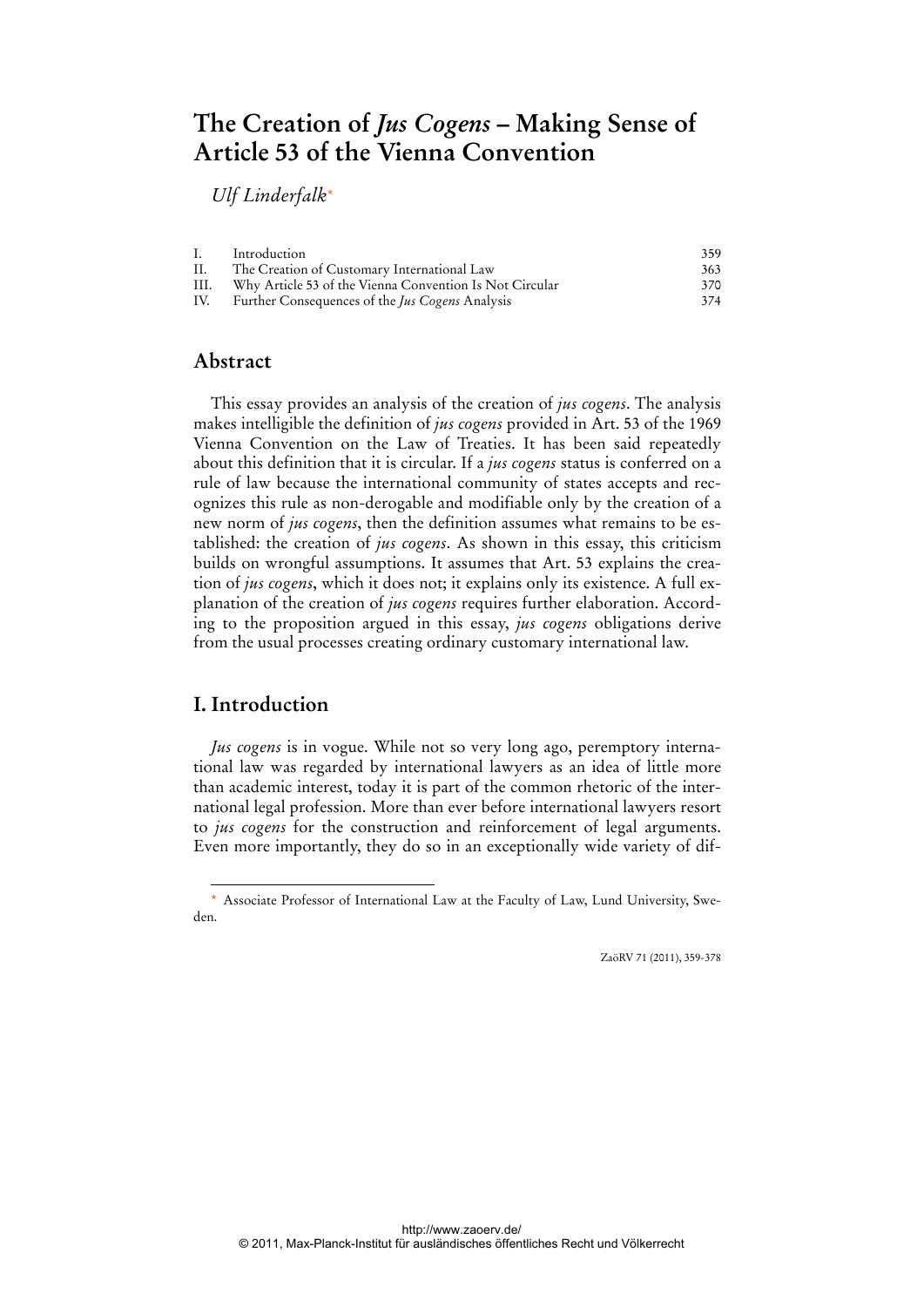# The Creation of *Jus Cogens* – Making Sense of Article 53 of the Vienna Convention

*Ulf Linderfalk*[*]

| | | |
|---|---|---|
| I. | Introduction | 359 |
| II. | The Creation of Customary International Law | 363 |
| III. | Why Article 53 of the Vienna Convention Is Not Circular | 370 |
| IV. | Further Consequences of the *Jus Cogens* Analysis | 374 |

## Abstract

This essay provides an analysis of the creation of *jus cogens*. The analysis makes intelligible the definition of *jus cogens* provided in Art. 53 of the 1969 Vienna Convention on the Law of Treaties. It has been said repeatedly about this definition that it is circular. If a *jus cogens* status is conferred on a rule of law because the international community of states accepts and recognizes this rule as non-derogable and modifiable only by the creation of a new norm of *jus cogens*, then the definition assumes what remains to be established: the creation of *jus cogens*. As shown in this essay, this criticism builds on wrongful assumptions. It assumes that Art. 53 explains the creation of *jus cogens*, which it does not; it explains only its existence. A full explanation of the creation of *jus cogens* requires further elaboration. According to the proposition argued in this essay, *jus cogens* obligations derive from the usual processes creating ordinary customary international law.

## I. Introduction

*Jus cogens* is in vogue. While not so very long ago, peremptory international law was regarded by international lawyers as an idea of little more than academic interest, today it is part of the common rhetoric of the international legal profession. More than ever before international lawyers resort to *jus cogens* for the construction and reinforcement of legal arguments. Even more importantly, they do so in an exceptionally wide variety of dif-

[*] Associate Professor of International Law at the Faculty of Law, Lund University, Sweden.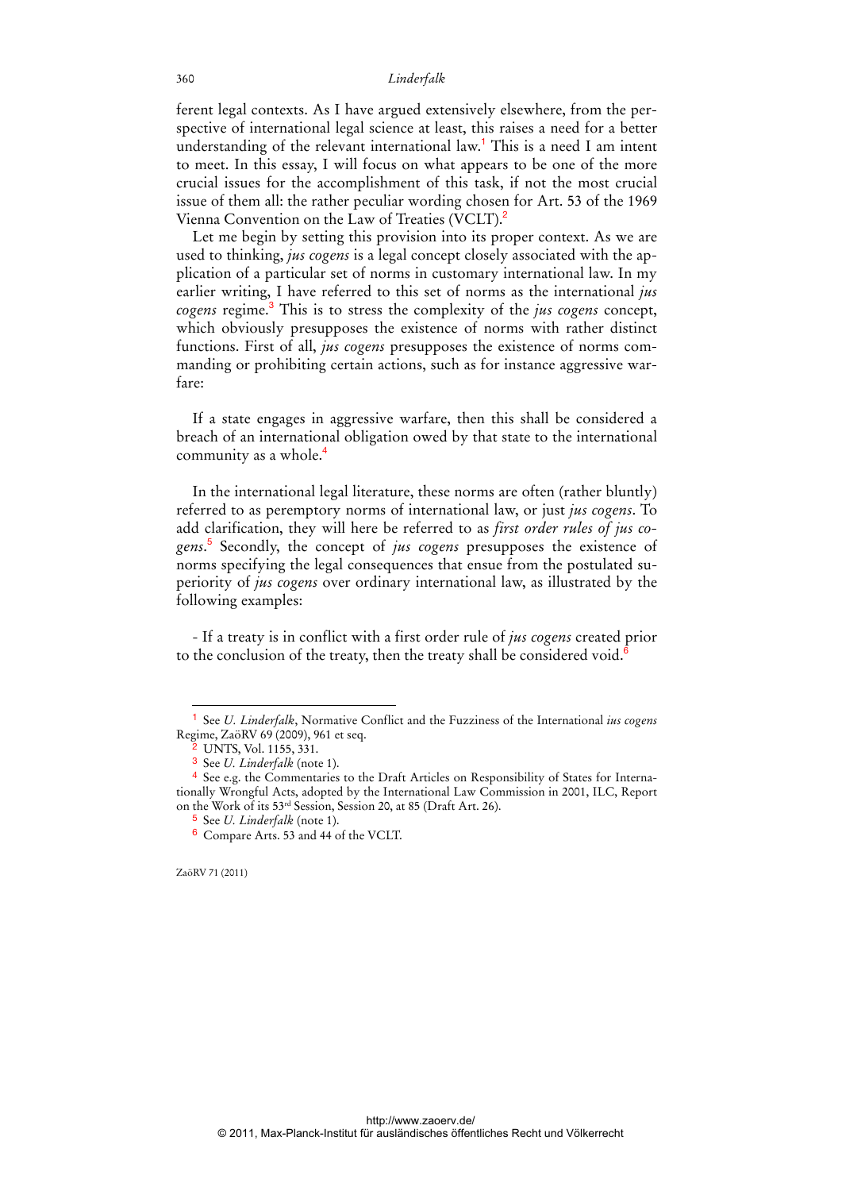ferent legal contexts. As I have argued extensively elsewhere, from the perspective of international legal science at least, this raises a need for a better understanding of the relevant international law.[1] This is a need I am intent to meet. In this essay, I will focus on what appears to be one of the more crucial issues for the accomplishment of this task, if not the most crucial issue of them all: the rather peculiar wording chosen for Art. 53 of the 1969 Vienna Convention on the Law of Treaties (VCLT).[2]

Let me begin by setting this provision into its proper context. As we are used to thinking, *jus cogens* is a legal concept closely associated with the application of a particular set of norms in customary international law. In my earlier writing, I have referred to this set of norms as the international *jus cogens* regime.[3] This is to stress the complexity of the *jus cogens* concept, which obviously presupposes the existence of norms with rather distinct functions. First of all, *jus cogens* presupposes the existence of norms commanding or prohibiting certain actions, such as for instance aggressive warfare:

If a state engages in aggressive warfare, then this shall be considered a breach of an international obligation owed by that state to the international community as a whole.[4]

In the international legal literature, these norms are often (rather bluntly) referred to as peremptory norms of international law, or just *jus cogens*. To add clarification, they will here be referred to as *first order rules of jus cogens*.[5] Secondly, the concept of *jus cogens* presupposes the existence of norms specifying the legal consequences that ensue from the postulated superiority of *jus cogens* over ordinary international law, as illustrated by the following examples:

- If a treaty is in conflict with a first order rule of *jus cogens* created prior to the conclusion of the treaty, then the treaty shall be considered void.[6]

---

[1] See *U. Linderfalk*, Normative Conflict and the Fuzziness of the International *ius cogens* Regime, ZaöRV 69 (2009), 961 et seq.

[2] UNTS, Vol. 1155, 331.

[3] See *U. Linderfalk* (note 1).

[4] See e.g. the Commentaries to the Draft Articles on Responsibility of States for Internationally Wrongful Acts, adopted by the International Law Commission in 2001, ILC, Report on the Work of its 53rd Session, Session 20, at 85 (Draft Art. 26).

[5] See *U. Linderfalk* (note 1).

[6] Compare Arts. 53 and 44 of the VCLT.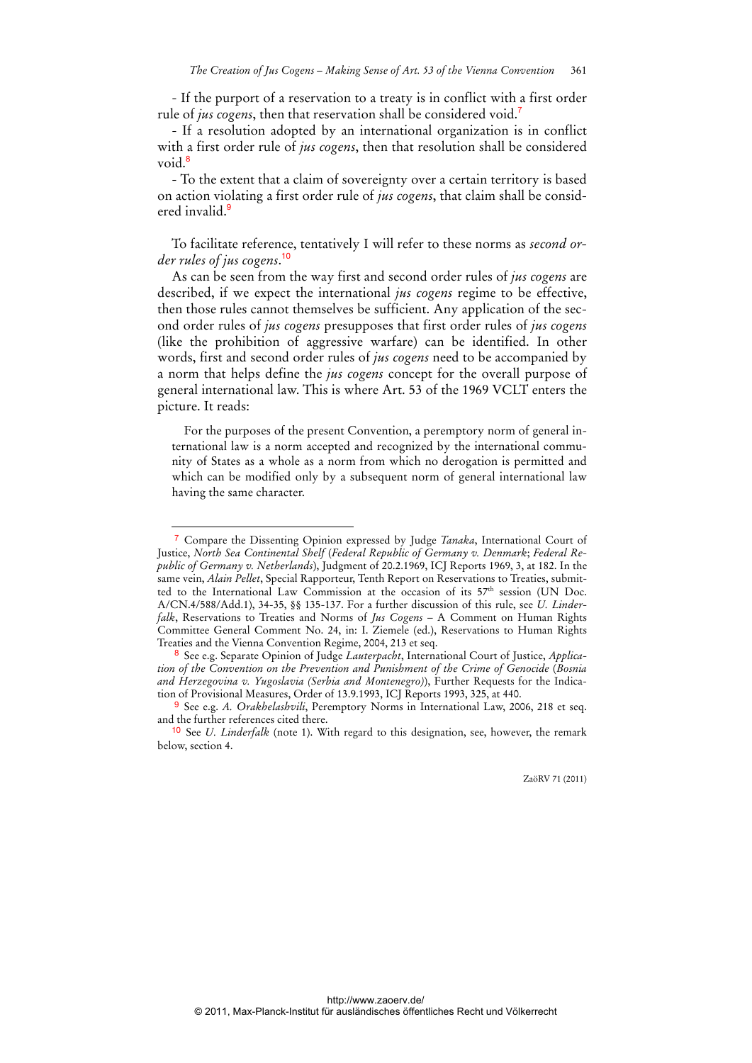- If the purport of a reservation to a treaty is in conflict with a first order rule of *jus cogens*, then that reservation shall be considered void.[7]

- If a resolution adopted by an international organization is in conflict with a first order rule of *jus cogens*, then that resolution shall be considered void.[8]

- To the extent that a claim of sovereignty over a certain territory is based on action violating a first order rule of *jus cogens*, that claim shall be considered invalid.[9]

To facilitate reference, tentatively I will refer to these norms as *second order rules of jus cogens*.[10]

As can be seen from the way first and second order rules of *jus cogens* are described, if we expect the international *jus cogens* regime to be effective, then those rules cannot themselves be sufficient. Any application of the second order rules of *jus cogens* presupposes that first order rules of *jus cogens* (like the prohibition of aggressive warfare) can be identified. In other words, first and second order rules of *jus cogens* need to be accompanied by a norm that helps define the *jus cogens* concept for the overall purpose of general international law. This is where Art. 53 of the 1969 VCLT enters the picture. It reads:

> For the purposes of the present Convention, a peremptory norm of general international law is a norm accepted and recognized by the international community of States as a whole as a norm from which no derogation is permitted and which can be modified only by a subsequent norm of general international law having the same character.

---

[7] Compare the Dissenting Opinion expressed by Judge *Tanaka*, International Court of Justice, *North Sea Continental Shelf* (*Federal Republic of Germany v. Denmark*; *Federal Republic of Germany v. Netherlands*), Judgment of 20.2.1969, ICJ Reports 1969, 3, at 182. In the same vein, *Alain Pellet*, Special Rapporteur, Tenth Report on Reservations to Treaties, submitted to the International Law Commission at the occasion of its 57th session (UN Doc. A/CN.4/588/Add.1), 34-35, §§ 135-137. For a further discussion of this rule, see *U. Linderfalk*, Reservations to Treaties and Norms of *Jus Cogens* – A Comment on Human Rights Committee General Comment No. 24, in: I. Ziemele (ed.), Reservations to Human Rights Treaties and the Vienna Convention Regime, 2004, 213 et seq.

[8] See e.g. Separate Opinion of Judge *Lauterpacht*, International Court of Justice, *Application of the Convention on the Prevention and Punishment of the Crime of Genocide* (*Bosnia and Herzegovina v. Yugoslavia (Serbia and Montenegro)*), Further Requests for the Indication of Provisional Measures, Order of 13.9.1993, ICJ Reports 1993, 325, at 440.

[9] See e.g. *A. Orakhelashvili*, Peremptory Norms in International Law, 2006, 218 et seq. and the further references cited there.

[10] See *U. Linderfalk* (note 1). With regard to this designation, see, however, the remark below, section 4.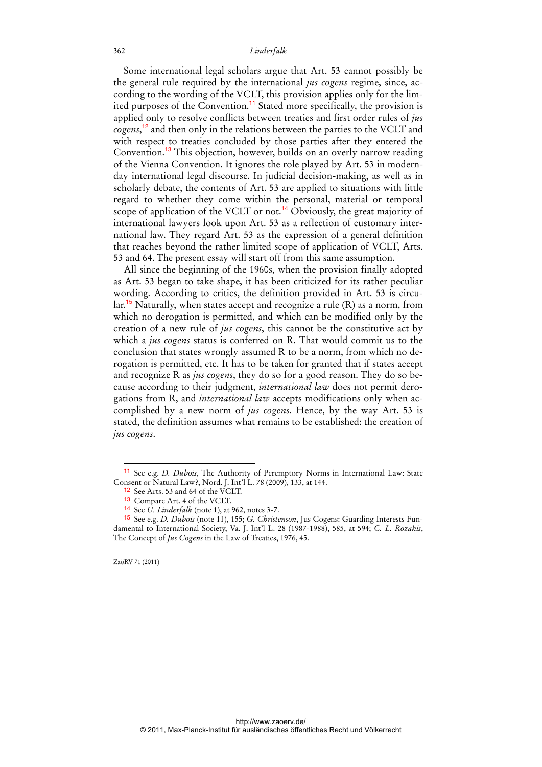Some international legal scholars argue that Art. 53 cannot possibly be the general rule required by the international *jus cogens* regime, since, according to the wording of the VCLT, this provision applies only for the limited purposes of the Convention.[11] Stated more specifically, the provision is applied only to resolve conflicts between treaties and first order rules of *jus cogens*,[12] and then only in the relations between the parties to the VCLT and with respect to treaties concluded by those parties after they entered the Convention.[13] This objection, however, builds on an overly narrow reading of the Vienna Convention. It ignores the role played by Art. 53 in modern-day international legal discourse. In judicial decision-making, as well as in scholarly debate, the contents of Art. 53 are applied to situations with little regard to whether they come within the personal, material or temporal scope of application of the VCLT or not.[14] Obviously, the great majority of international lawyers look upon Art. 53 as a reflection of customary international law. They regard Art. 53 as the expression of a general definition that reaches beyond the rather limited scope of application of VCLT, Arts. 53 and 64. The present essay will start off from this same assumption.

All since the beginning of the 1960s, when the provision finally adopted as Art. 53 began to take shape, it has been criticized for its rather peculiar wording. According to critics, the definition provided in Art. 53 is circular.[15] Naturally, when states accept and recognize a rule (R) as a norm, from which no derogation is permitted, and which can be modified only by the creation of a new rule of *jus cogens*, this cannot be the constitutive act by which a *jus cogens* status is conferred on R. That would commit us to the conclusion that states wrongly assumed R to be a norm, from which no derogation is permitted, etc. It has to be taken for granted that if states accept and recognize R as *jus cogens*, they do so for a good reason. They do so because according to their judgment, *international law* does not permit derogations from R, and *international law* accepts modifications only when accomplished by a new norm of *jus cogens*. Hence, by the way Art. 53 is stated, the definition assumes what remains to be established: the creation of *jus cogens*.

---

[11] See e.g. *D. Dubois*, The Authority of Peremptory Norms in International Law: State Consent or Natural Law?, Nord. J. Int'l L. 78 (2009), 133, at 144.

[12] See Arts. 53 and 64 of the VCLT.

[13] Compare Art. 4 of the VCLT.

[14] See *U. Linderfalk* (note 1), at 962, notes 3-7.

[15] See e.g. *D. Dubois* (note 11), 155; *G. Christenson*, Jus Cogens: Guarding Interests Fundamental to International Society, Va. J. Int'l L. 28 (1987-1988), 585, at 594; *C. L. Rozakis*, The Concept of *Jus Cogens* in the Law of Treaties, 1976, 45.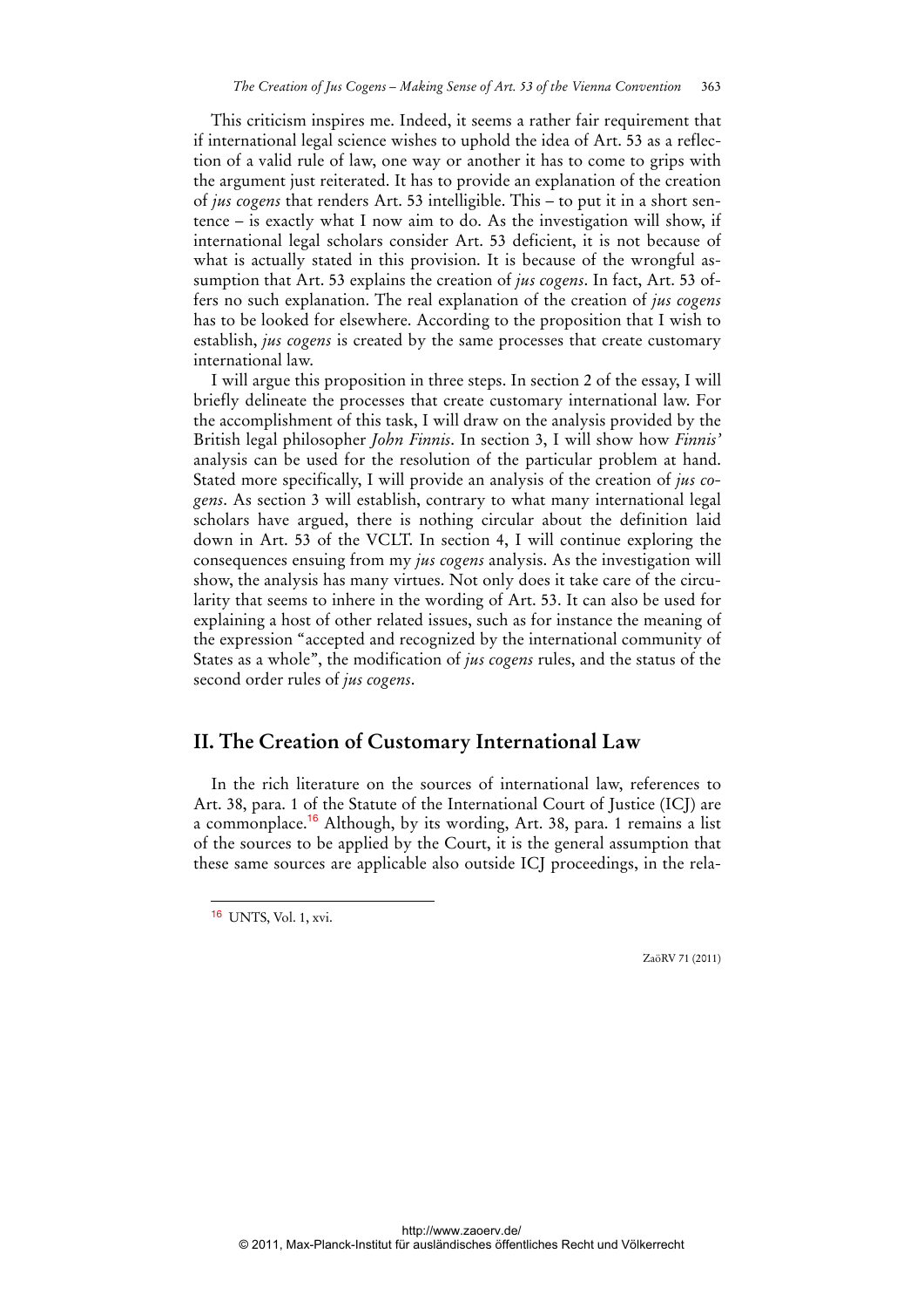This criticism inspires me. Indeed, it seems a rather fair requirement that if international legal science wishes to uphold the idea of Art. 53 as a reflection of a valid rule of law, one way or another it has to come to grips with the argument just reiterated. It has to provide an explanation of the creation of *jus cogens* that renders Art. 53 intelligible. This – to put it in a short sentence – is exactly what I now aim to do. As the investigation will show, if international legal scholars consider Art. 53 deficient, it is not because of what is actually stated in this provision. It is because of the wrongful assumption that Art. 53 explains the creation of *jus cogens*. In fact, Art. 53 offers no such explanation. The real explanation of the creation of *jus cogens* has to be looked for elsewhere. According to the proposition that I wish to establish, *jus cogens* is created by the same processes that create customary international law.

I will argue this proposition in three steps. In section 2 of the essay, I will briefly delineate the processes that create customary international law. For the accomplishment of this task, I will draw on the analysis provided by the British legal philosopher *John Finnis*. In section 3, I will show how *Finnis'* analysis can be used for the resolution of the particular problem at hand. Stated more specifically, I will provide an analysis of the creation of *jus cogens*. As section 3 will establish, contrary to what many international legal scholars have argued, there is nothing circular about the definition laid down in Art. 53 of the VCLT. In section 4, I will continue exploring the consequences ensuing from my *jus cogens* analysis. As the investigation will show, the analysis has many virtues. Not only does it take care of the circularity that seems to inhere in the wording of Art. 53. It can also be used for explaining a host of other related issues, such as for instance the meaning of the expression "accepted and recognized by the international community of States as a whole", the modification of *jus cogens* rules, and the status of the second order rules of *jus cogens*.

## II. The Creation of Customary International Law

In the rich literature on the sources of international law, references to Art. 38, para. 1 of the Statute of the International Court of Justice (ICJ) are a commonplace.[16] Although, by its wording, Art. 38, para. 1 remains a list of the sources to be applied by the Court, it is the general assumption that these same sources are applicable also outside ICJ proceedings, in the rela-

---

[16] UNTS, Vol. 1, xvi.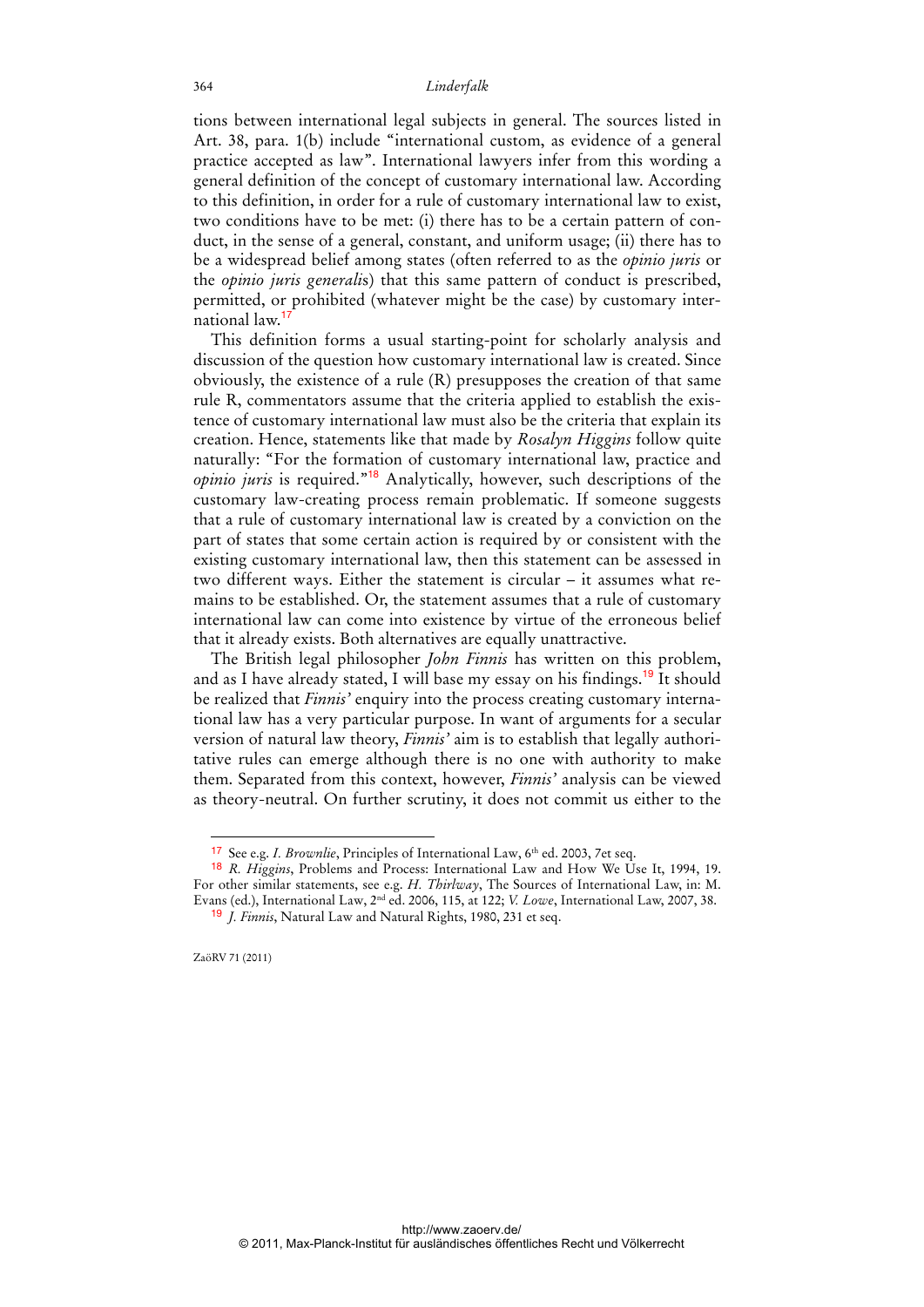tions between international legal subjects in general. The sources listed in Art. 38, para. 1(b) include "international custom, as evidence of a general practice accepted as law". International lawyers infer from this wording a general definition of the concept of customary international law. According to this definition, in order for a rule of customary international law to exist, two conditions have to be met: (i) there has to be a certain pattern of conduct, in the sense of a general, constant, and uniform usage; (ii) there has to be a widespread belief among states (often referred to as the *opinio juris* or the *opinio juris generalis*) that this same pattern of conduct is prescribed, permitted, or prohibited (whatever might be the case) by customary international law.[17]

This definition forms a usual starting-point for scholarly analysis and discussion of the question how customary international law is created. Since obviously, the existence of a rule (R) presupposes the creation of that same rule R, commentators assume that the criteria applied to establish the existence of customary international law must also be the criteria that explain its creation. Hence, statements like that made by *Rosalyn Higgins* follow quite naturally: "For the formation of customary international law, practice and *opinio juris* is required."[18] Analytically, however, such descriptions of the customary law-creating process remain problematic. If someone suggests that a rule of customary international law is created by a conviction on the part of states that some certain action is required by or consistent with the existing customary international law, then this statement can be assessed in two different ways. Either the statement is circular – it assumes what remains to be established. Or, the statement assumes that a rule of customary international law can come into existence by virtue of the erroneous belief that it already exists. Both alternatives are equally unattractive.

The British legal philosopher *John Finnis* has written on this problem, and as I have already stated, I will base my essay on his findings.[19] It should be realized that *Finnis'* enquiry into the process creating customary international law has a very particular purpose. In want of arguments for a secular version of natural law theory, *Finnis'* aim is to establish that legally authoritative rules can emerge although there is no one with authority to make them. Separated from this context, however, *Finnis'* analysis can be viewed as theory-neutral. On further scrutiny, it does not commit us either to the

---

[17] See e.g. *I. Brownlie*, Principles of International Law, 6th ed. 2003, 7et seq.

[18] *R. Higgins*, Problems and Process: International Law and How We Use It, 1994, 19. For other similar statements, see e.g. *H. Thirlway*, The Sources of International Law, in: M. Evans (ed.), International Law, 2nd ed. 2006, 115, at 122; *V. Lowe*, International Law, 2007, 38.

[19] *J. Finnis*, Natural Law and Natural Rights, 1980, 231 et seq.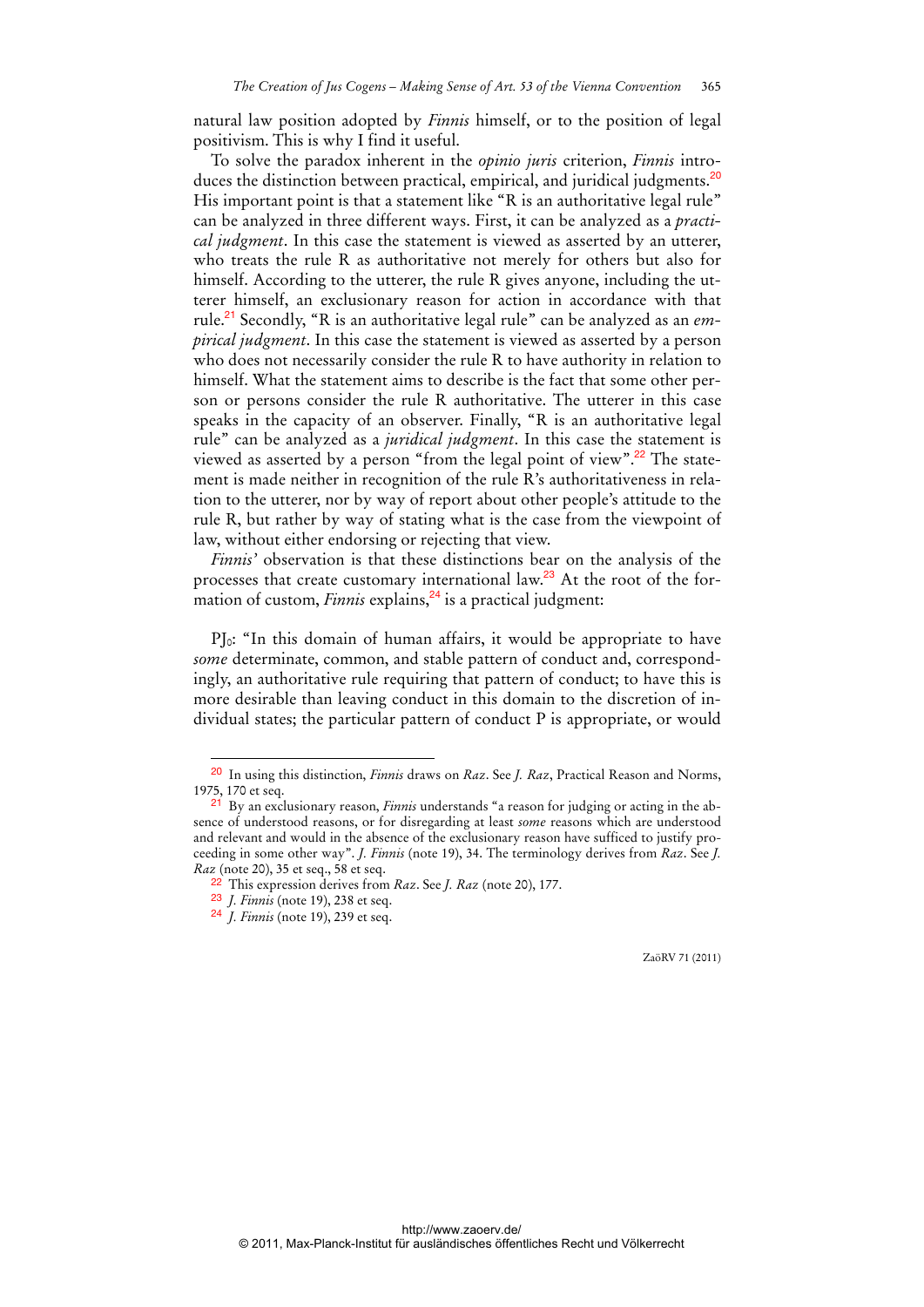natural law position adopted by *Finnis* himself, or to the position of legal positivism. This is why I find it useful.

To solve the paradox inherent in the *opinio juris* criterion, *Finnis* introduces the distinction between practical, empirical, and juridical judgments.[20] His important point is that a statement like "R is an authoritative legal rule" can be analyzed in three different ways. First, it can be analyzed as a *practical judgment*. In this case the statement is viewed as asserted by an utterer, who treats the rule R as authoritative not merely for others but also for himself. According to the utterer, the rule R gives anyone, including the utterer himself, an exclusionary reason for action in accordance with that rule.[21] Secondly, "R is an authoritative legal rule" can be analyzed as an *empirical judgment*. In this case the statement is viewed as asserted by a person who does not necessarily consider the rule R to have authority in relation to himself. What the statement aims to describe is the fact that some other person or persons consider the rule R authoritative. The utterer in this case speaks in the capacity of an observer. Finally, "R is an authoritative legal rule" can be analyzed as a *juridical judgment*. In this case the statement is viewed as asserted by a person "from the legal point of view".[22] The statement is made neither in recognition of the rule R's authoritativeness in relation to the utterer, nor by way of report about other people's attitude to the rule R, but rather by way of stating what is the case from the viewpoint of law, without either endorsing or rejecting that view.

*Finnis'* observation is that these distinctions bear on the analysis of the processes that create customary international law.[23] At the root of the formation of custom, *Finnis* explains,[24] is a practical judgment:

$PJ_0$: "In this domain of human affairs, it would be appropriate to have *some* determinate, common, and stable pattern of conduct and, correspondingly, an authoritative rule requiring that pattern of conduct; to have this is more desirable than leaving conduct in this domain to the discretion of individual states; the particular pattern of conduct P is appropriate, or would

---

[20] In using this distinction, *Finnis* draws on *Raz*. See *J. Raz*, Practical Reason and Norms, 1975, 170 et seq.

[21] By an exclusionary reason, *Finnis* understands "a reason for judging or acting in the absence of understood reasons, or for disregarding at least *some* reasons which are understood and relevant and would in the absence of the exclusionary reason have sufficed to justify proceeding in some other way". *J. Finnis* (note 19), 34. The terminology derives from *Raz*. See *J. Raz* (note 20), 35 et seq., 58 et seq.

[22] This expression derives from *Raz*. See *J. Raz* (note 20), 177.

[23] *J. Finnis* (note 19), 238 et seq.

[24] *J. Finnis* (note 19), 239 et seq.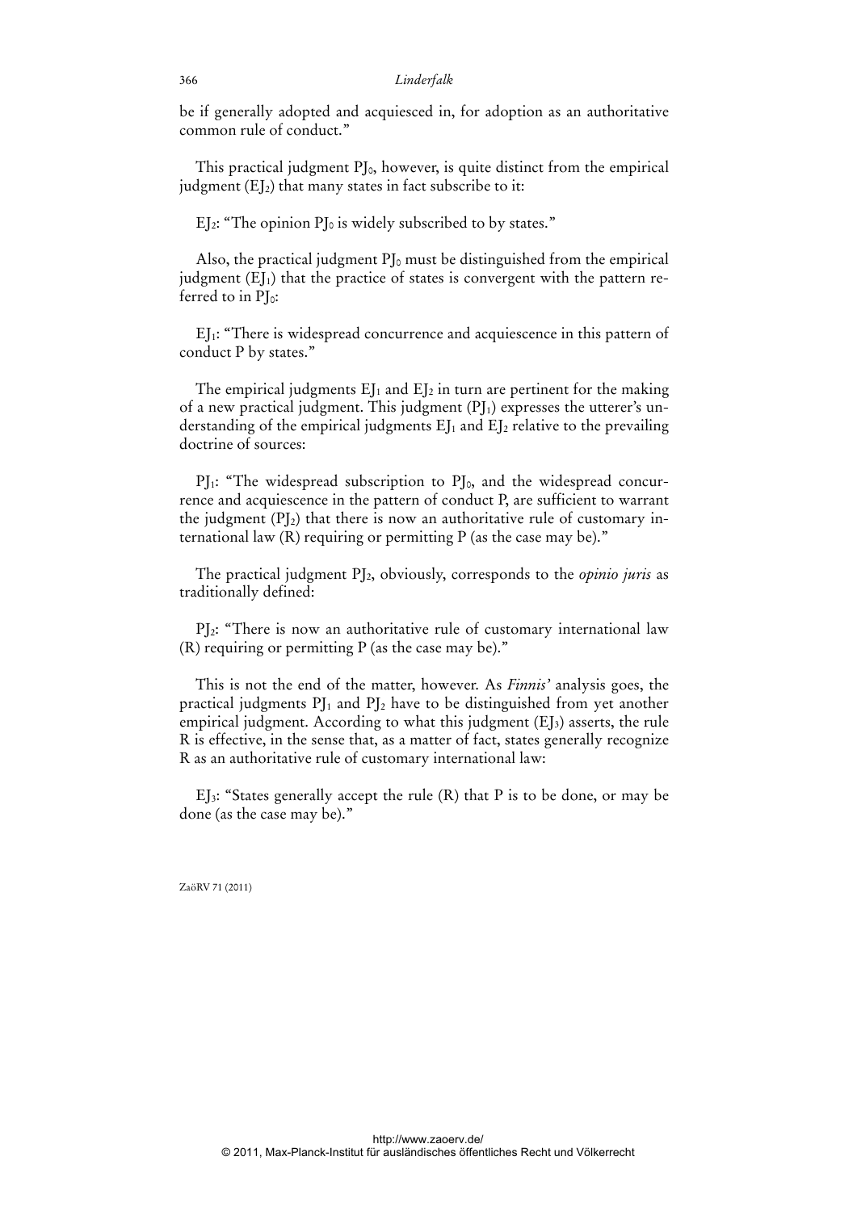be if generally adopted and acquiesced in, for adoption as an authoritative common rule of conduct."

This practical judgment $PJ_0$, however, is quite distinct from the empirical judgment ($EJ_2$) that many states in fact subscribe to it:

$EJ_2$: "The opinion $PJ_0$ is widely subscribed to by states."

Also, the practical judgment $PJ_0$ must be distinguished from the empirical judgment ($EJ_1$) that the practice of states is convergent with the pattern referred to in $PJ_0$:

$EJ_1$: "There is widespread concurrence and acquiescence in this pattern of conduct P by states."

The empirical judgments $EJ_1$ and $EJ_2$ in turn are pertinent for the making of a new practical judgment. This judgment ($PJ_1$) expresses the utterer's understanding of the empirical judgments $EJ_1$ and $EJ_2$ relative to the prevailing doctrine of sources:

$PJ_1$: "The widespread subscription to $PJ_0$, and the widespread concurrence and acquiescence in the pattern of conduct P, are sufficient to warrant the judgment ($PJ_2$) that there is now an authoritative rule of customary international law (R) requiring or permitting P (as the case may be)."

The practical judgment $PJ_2$, obviously, corresponds to the *opinio juris* as traditionally defined:

$PJ_2$: "There is now an authoritative rule of customary international law (R) requiring or permitting P (as the case may be)."

This is not the end of the matter, however. As *Finnis'* analysis goes, the practical judgments $PJ_1$ and $PJ_2$ have to be distinguished from yet another empirical judgment. According to what this judgment ($EJ_3$) asserts, the rule R is effective, in the sense that, as a matter of fact, states generally recognize R as an authoritative rule of customary international law:

$EJ_3$: "States generally accept the rule (R) that P is to be done, or may be done (as the case may be)."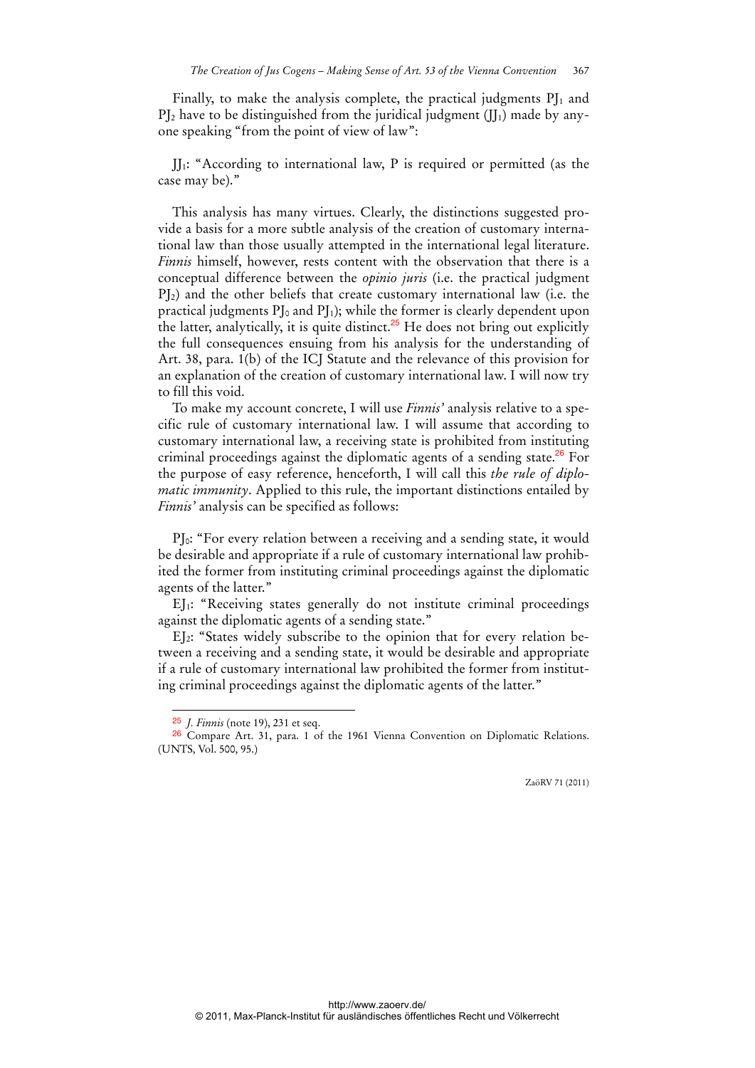Finally, to make the analysis complete, the practical judgments $PJ_1$ and $PJ_2$ have to be distinguished from the juridical judgment ($JJ_1$) made by anyone speaking "from the point of view of law":

$JJ_1$: "According to international law, P is required or permitted (as the case may be)."

This analysis has many virtues. Clearly, the distinctions suggested provide a basis for a more subtle analysis of the creation of customary international law than those usually attempted in the international legal literature. *Finnis* himself, however, rests content with the observation that there is a conceptual difference between the *opinio juris* (i.e. the practical judgment $PJ_2$) and the other beliefs that create customary international law (i.e. the practical judgments $PJ_0$ and $PJ_1$); while the former is clearly dependent upon the latter, analytically, it is quite distinct.[25] He does not bring out explicitly the full consequences ensuing from his analysis for the understanding of Art. 38, para. 1(b) of the ICJ Statute and the relevance of this provision for an explanation of the creation of customary international law. I will now try to fill this void.

To make my account concrete, I will use *Finnis'* analysis relative to a specific rule of customary international law. I will assume that according to customary international law, a receiving state is prohibited from instituting criminal proceedings against the diplomatic agents of a sending state.[26] For the purpose of easy reference, henceforth, I will call this *the rule of diplomatic immunity*. Applied to this rule, the important distinctions entailed by *Finnis'* analysis can be specified as follows:

$PJ_0$: "For every relation between a receiving and a sending state, it would be desirable and appropriate if a rule of customary international law prohibited the former from instituting criminal proceedings against the diplomatic agents of the latter."

$EJ_1$: "Receiving states generally do not institute criminal proceedings against the diplomatic agents of a sending state."

$EJ_2$: "States widely subscribe to the opinion that for every relation between a receiving and a sending state, it would be desirable and appropriate if a rule of customary international law prohibited the former from instituting criminal proceedings against the diplomatic agents of the latter."

---

[25] *J. Finnis* (note 19), 231 et seq.

[26] Compare Art. 31, para. 1 of the 1961 Vienna Convention on Diplomatic Relations. (UNTS, Vol. 500, 95.)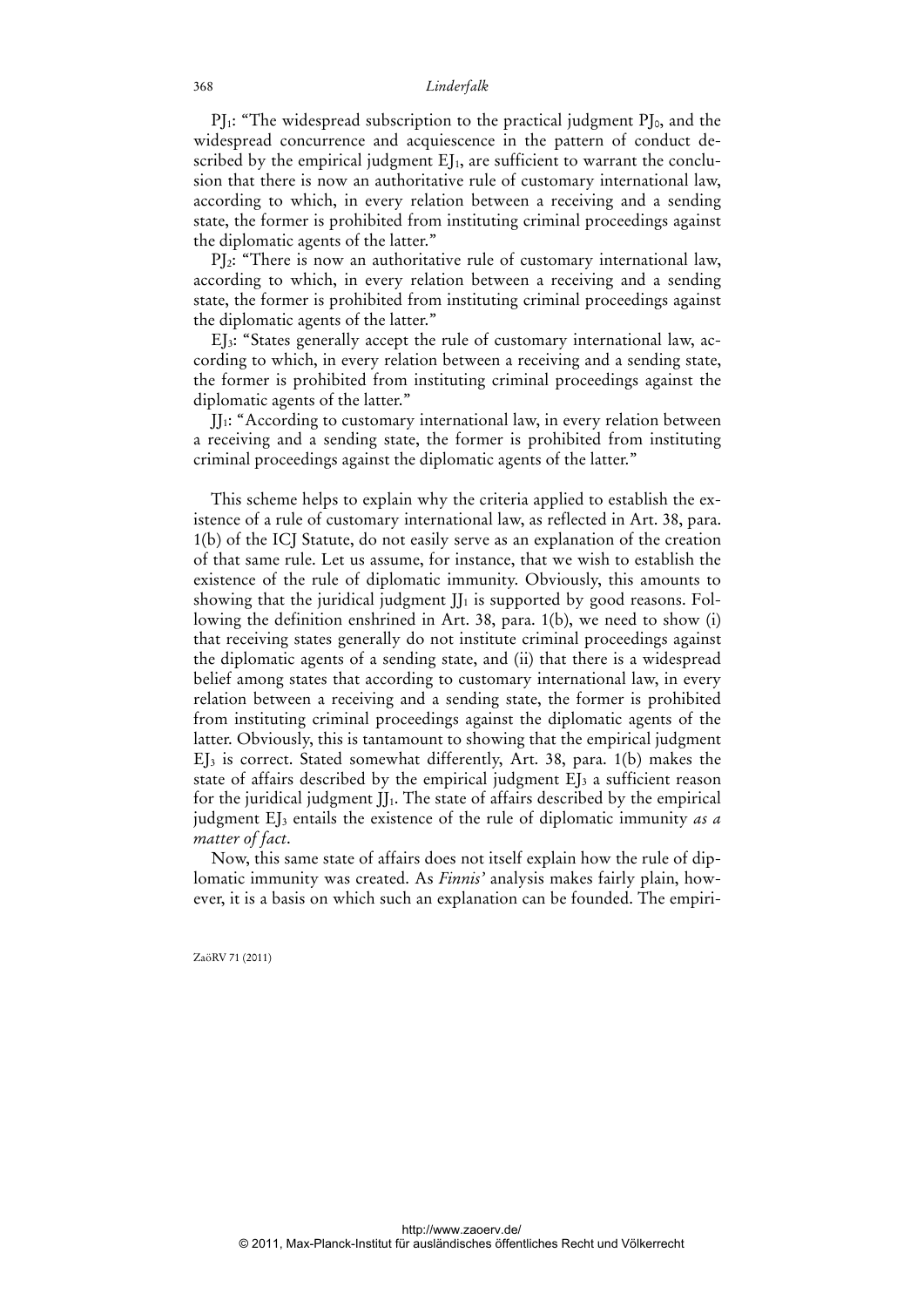$PJ_1$: "The widespread subscription to the practical judgment $PJ_0$, and the widespread concurrence and acquiescence in the pattern of conduct described by the empirical judgment $EJ_1$, are sufficient to warrant the conclusion that there is now an authoritative rule of customary international law, according to which, in every relation between a receiving and a sending state, the former is prohibited from instituting criminal proceedings against the diplomatic agents of the latter."

$PJ_2$: "There is now an authoritative rule of customary international law, according to which, in every relation between a receiving and a sending state, the former is prohibited from instituting criminal proceedings against the diplomatic agents of the latter."

$EJ_3$: "States generally accept the rule of customary international law, according to which, in every relation between a receiving and a sending state, the former is prohibited from instituting criminal proceedings against the diplomatic agents of the latter."

$JJ_1$: "According to customary international law, in every relation between a receiving and a sending state, the former is prohibited from instituting criminal proceedings against the diplomatic agents of the latter."

This scheme helps to explain why the criteria applied to establish the existence of a rule of customary international law, as reflected in Art. 38, para. 1(b) of the ICJ Statute, do not easily serve as an explanation of the creation of that same rule. Let us assume, for instance, that we wish to establish the existence of the rule of diplomatic immunity. Obviously, this amounts to showing that the juridical judgment $JJ_1$ is supported by good reasons. Following the definition enshrined in Art. 38, para. 1(b), we need to show (i) that receiving states generally do not institute criminal proceedings against the diplomatic agents of a sending state, and (ii) that there is a widespread belief among states that according to customary international law, in every relation between a receiving and a sending state, the former is prohibited from instituting criminal proceedings against the diplomatic agents of the latter. Obviously, this is tantamount to showing that the empirical judgment $EJ_3$ is correct. Stated somewhat differently, Art. 38, para. 1(b) makes the state of affairs described by the empirical judgment $EJ_3$ a sufficient reason for the juridical judgment $JJ_1$. The state of affairs described by the empirical judgment $EJ_3$ entails the existence of the rule of diplomatic immunity *as a matter of fact*.

Now, this same state of affairs does not itself explain how the rule of diplomatic immunity was created. As *Finnis'* analysis makes fairly plain, however, it is a basis on which such an explanation can be founded. The empiri-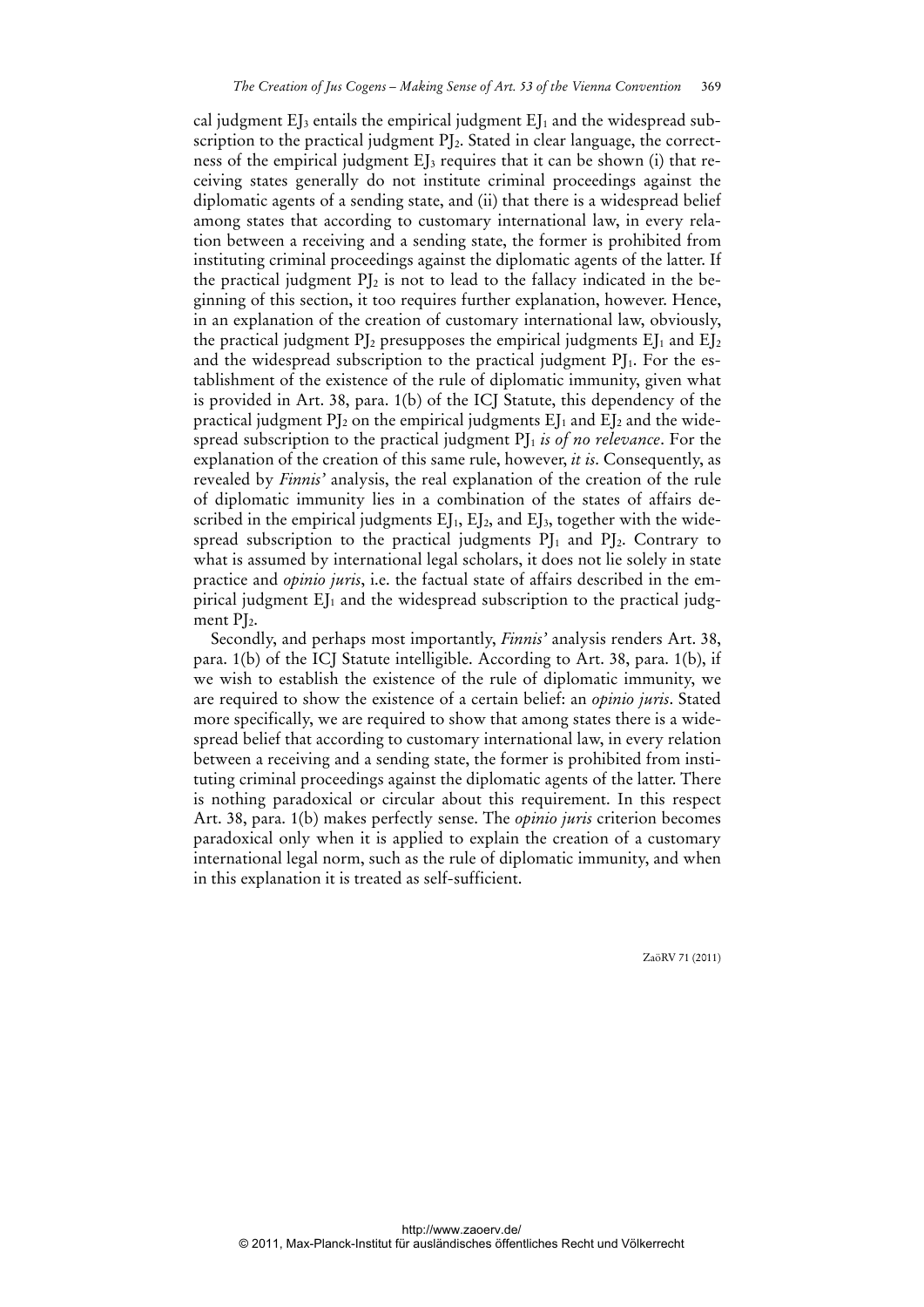cal judgment $EJ_3$ entails the empirical judgment $EJ_1$ and the widespread subscription to the practical judgment $PJ_2$. Stated in clear language, the correctness of the empirical judgment $EJ_3$ requires that it can be shown (i) that receiving states generally do not institute criminal proceedings against the diplomatic agents of a sending state, and (ii) that there is a widespread belief among states that according to customary international law, in every relation between a receiving and a sending state, the former is prohibited from instituting criminal proceedings against the diplomatic agents of the latter. If the practical judgment $PJ_2$ is not to lead to the fallacy indicated in the beginning of this section, it too requires further explanation, however. Hence, in an explanation of the creation of customary international law, obviously, the practical judgment $PJ_2$ presupposes the empirical judgments $EJ_1$ and $EJ_2$ and the widespread subscription to the practical judgment $PJ_1$. For the establishment of the existence of the rule of diplomatic immunity, given what is provided in Art. 38, para. 1(b) of the ICJ Statute, this dependency of the practical judgment $PJ_2$ on the empirical judgments $EJ_1$ and $EJ_2$ and the widespread subscription to the practical judgment $PJ_1$ *is of no relevance*. For the explanation of the creation of this same rule, however, *it is*. Consequently, as revealed by *Finnis'* analysis, the real explanation of the creation of the rule of diplomatic immunity lies in a combination of the states of affairs described in the empirical judgments $EJ_1$, $EJ_2$, and $EJ_3$, together with the widespread subscription to the practical judgments $PJ_1$ and $PJ_2$. Contrary to what is assumed by international legal scholars, it does not lie solely in state practice and *opinio juris*, i.e. the factual state of affairs described in the empirical judgment $EJ_1$ and the widespread subscription to the practical judgment $PJ_2$.

Secondly, and perhaps most importantly, *Finnis'* analysis renders Art. 38, para. 1(b) of the ICJ Statute intelligible. According to Art. 38, para. 1(b), if we wish to establish the existence of the rule of diplomatic immunity, we are required to show the existence of a certain belief: an *opinio juris*. Stated more specifically, we are required to show that among states there is a widespread belief that according to customary international law, in every relation between a receiving and a sending state, the former is prohibited from instituting criminal proceedings against the diplomatic agents of the latter. There is nothing paradoxical or circular about this requirement. In this respect Art. 38, para. 1(b) makes perfectly sense. The *opinio juris* criterion becomes paradoxical only when it is applied to explain the creation of a customary international legal norm, such as the rule of diplomatic immunity, and when in this explanation it is treated as self-sufficient.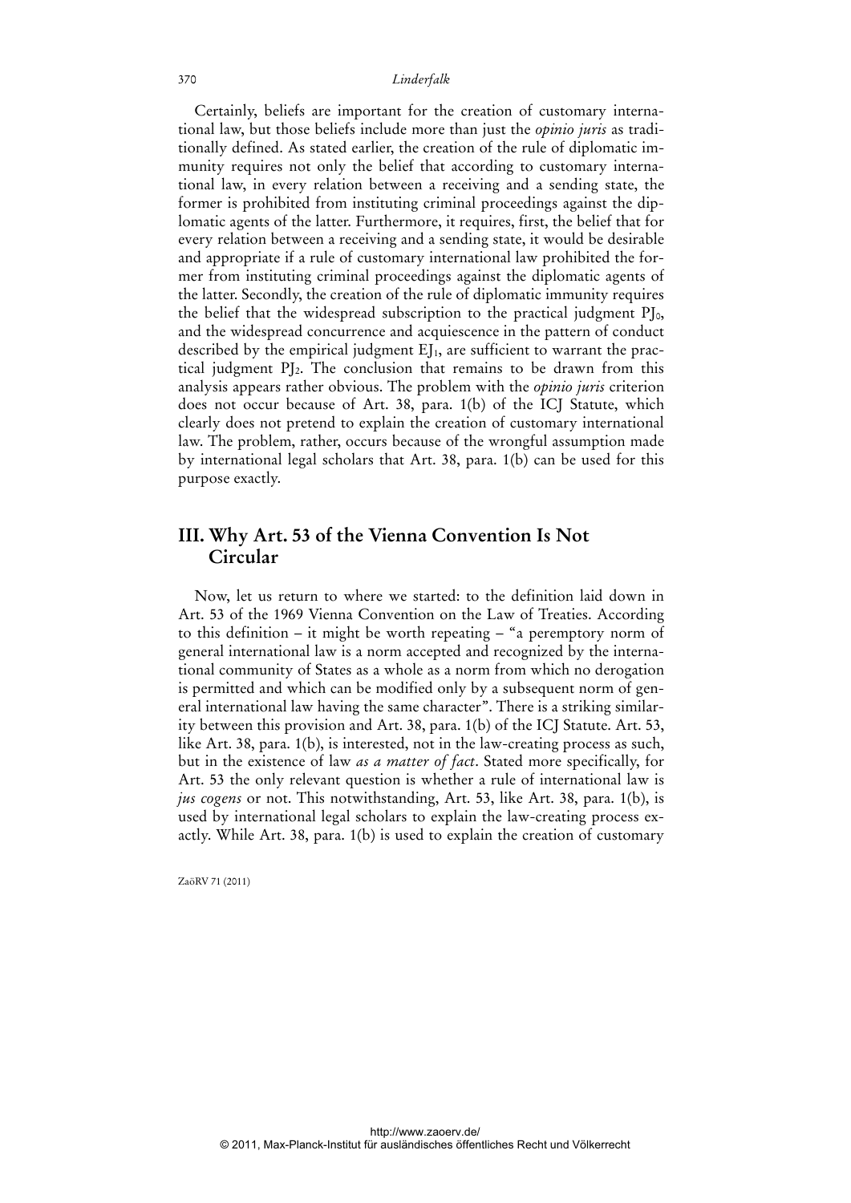Certainly, beliefs are important for the creation of customary international law, but those beliefs include more than just the *opinio juris* as traditionally defined. As stated earlier, the creation of the rule of diplomatic immunity requires not only the belief that according to customary international law, in every relation between a receiving and a sending state, the former is prohibited from instituting criminal proceedings against the diplomatic agents of the latter. Furthermore, it requires, first, the belief that for every relation between a receiving and a sending state, it would be desirable and appropriate if a rule of customary international law prohibited the former from instituting criminal proceedings against the diplomatic agents of the latter. Secondly, the creation of the rule of diplomatic immunity requires the belief that the widespread subscription to the practical judgment $PJ_0$, and the widespread concurrence and acquiescence in the pattern of conduct described by the empirical judgment $EJ_1$, are sufficient to warrant the practical judgment $PJ_2$. The conclusion that remains to be drawn from this analysis appears rather obvious. The problem with the *opinio juris* criterion does not occur because of Art. 38, para. 1(b) of the ICJ Statute, which clearly does not pretend to explain the creation of customary international law. The problem, rather, occurs because of the wrongful assumption made by international legal scholars that Art. 38, para. 1(b) can be used for this purpose exactly.

## III. Why Art. 53 of the Vienna Convention Is Not Circular

Now, let us return to where we started: to the definition laid down in Art. 53 of the 1969 Vienna Convention on the Law of Treaties. According to this definition – it might be worth repeating – "a peremptory norm of general international law is a norm accepted and recognized by the international community of States as a whole as a norm from which no derogation is permitted and which can be modified only by a subsequent norm of general international law having the same character". There is a striking similarity between this provision and Art. 38, para. 1(b) of the ICJ Statute. Art. 53, like Art. 38, para. 1(b), is interested, not in the law-creating process as such, but in the existence of law *as a matter of fact*. Stated more specifically, for Art. 53 the only relevant question is whether a rule of international law is *jus cogens* or not. This notwithstanding, Art. 53, like Art. 38, para. 1(b), is used by international legal scholars to explain the law-creating process exactly. While Art. 38, para. 1(b) is used to explain the creation of customary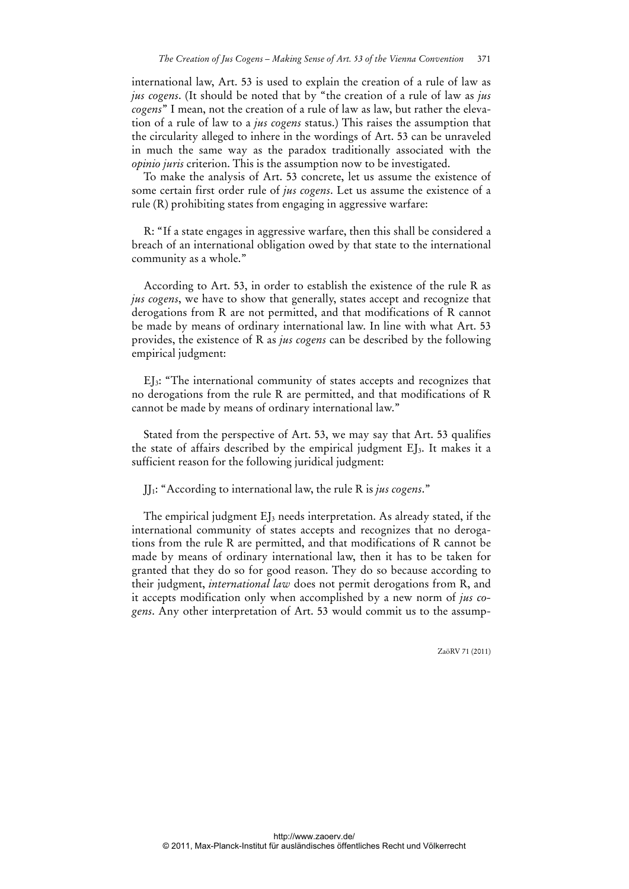international law, Art. 53 is used to explain the creation of a rule of law as *jus cogens*. (It should be noted that by "the creation of a rule of law as *jus cogens*" I mean, not the creation of a rule of law as law, but rather the elevation of a rule of law to a *jus cogens* status.) This raises the assumption that the circularity alleged to inhere in the wordings of Art. 53 can be unraveled in much the same way as the paradox traditionally associated with the *opinio juris* criterion. This is the assumption now to be investigated.

To make the analysis of Art. 53 concrete, let us assume the existence of some certain first order rule of *jus cogens*. Let us assume the existence of a rule (R) prohibiting states from engaging in aggressive warfare:

R: "If a state engages in aggressive warfare, then this shall be considered a breach of an international obligation owed by that state to the international community as a whole."

According to Art. 53, in order to establish the existence of the rule R as *jus cogens*, we have to show that generally, states accept and recognize that derogations from R are not permitted, and that modifications of R cannot be made by means of ordinary international law. In line with what Art. 53 provides, the existence of R as *jus cogens* can be described by the following empirical judgment:

$EJ_3$: "The international community of states accepts and recognizes that no derogations from the rule R are permitted, and that modifications of R cannot be made by means of ordinary international law."

Stated from the perspective of Art. 53, we may say that Art. 53 qualifies the state of affairs described by the empirical judgment $EJ_3$. It makes it a sufficient reason for the following juridical judgment:

$JJ_1$: "According to international law, the rule R is *jus cogens*."

The empirical judgment $EJ_3$ needs interpretation. As already stated, if the international community of states accepts and recognizes that no derogations from the rule R are permitted, and that modifications of R cannot be made by means of ordinary international law, then it has to be taken for granted that they do so for good reason. They do so because according to their judgment, *international law* does not permit derogations from R, and it accepts modification only when accomplished by a new norm of *jus cogens*. Any other interpretation of Art. 53 would commit us to the assump-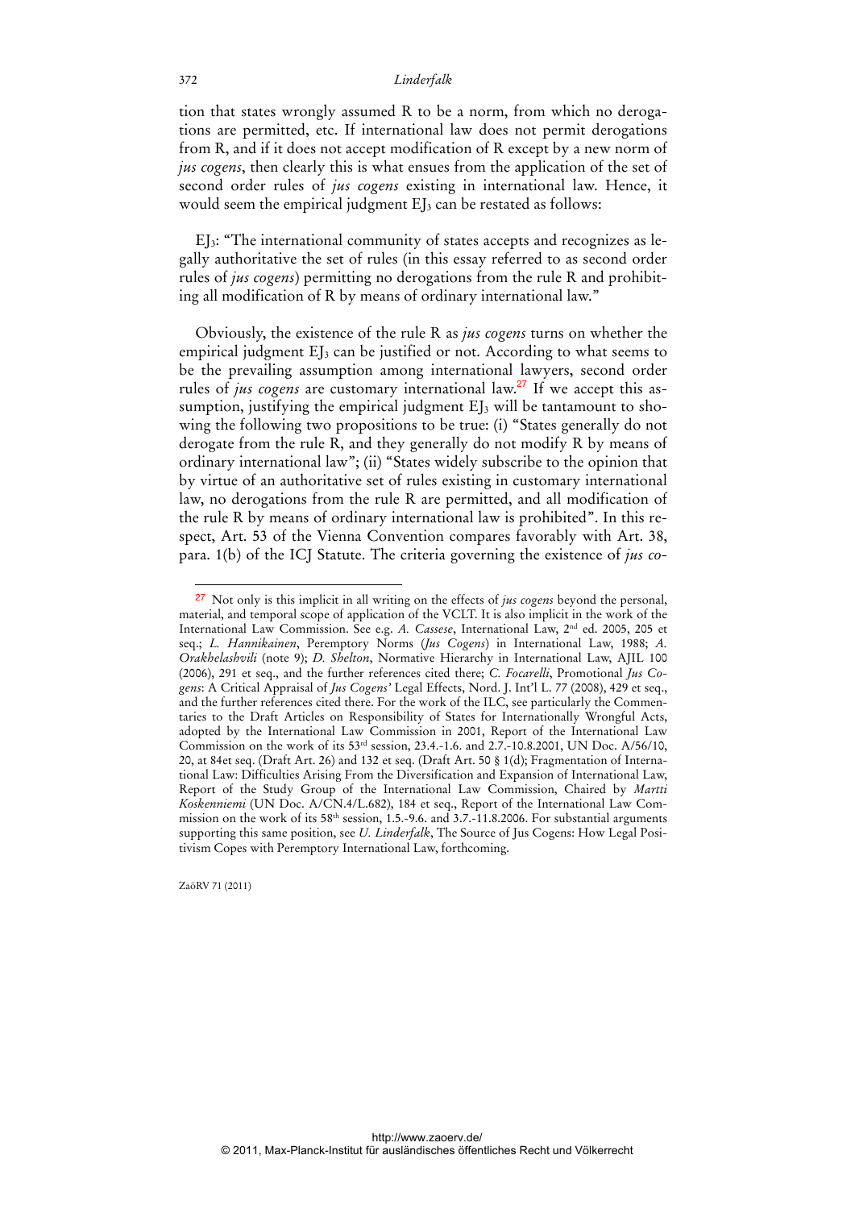tion that states wrongly assumed R to be a norm, from which no derogations are permitted, etc. If international law does not permit derogations from R, and if it does not accept modification of R except by a new norm of *jus cogens*, then clearly this is what ensues from the application of the set of second order rules of *jus cogens* existing in international law. Hence, it would seem the empirical judgment $EJ_3$ can be restated as follows:

$EJ_3$: "The international community of states accepts and recognizes as legally authoritative the set of rules (in this essay referred to as second order rules of *jus cogens*) permitting no derogations from the rule R and prohibiting all modification of R by means of ordinary international law."

Obviously, the existence of the rule R as *jus cogens* turns on whether the empirical judgment $EJ_3$ can be justified or not. According to what seems to be the prevailing assumption among international lawyers, second order rules of *jus cogens* are customary international law.[27] If we accept this assumption, justifying the empirical judgment $EJ_3$ will be tantamount to showing the following two propositions to be true: (i) "States generally do not derogate from the rule R, and they generally do not modify R by means of ordinary international law"; (ii) "States widely subscribe to the opinion that by virtue of an authoritative set of rules existing in customary international law, no derogations from the rule R are permitted, and all modification of the rule R by means of ordinary international law is prohibited". In this respect, Art. 53 of the Vienna Convention compares favorably with Art. 38, para. 1(b) of the ICJ Statute. The criteria governing the existence of *jus co-*

---

[27] Not only is this implicit in all writing on the effects of *jus cogens* beyond the personal, material, and temporal scope of application of the VCLT. It is also implicit in the work of the International Law Commission. See e.g. *A. Cassese*, International Law, 2nd ed. 2005, 205 et seq.; *L. Hannikainen*, Peremptory Norms (*Jus Cogens*) in International Law, 1988; *A. Orakhelashvili* (note 9); *D. Shelton*, Normative Hierarchy in International Law, AJIL 100 (2006), 291 et seq., and the further references cited there; *C. Focarelli*, Promotional *Jus Cogens*: A Critical Appraisal of *Jus Cogens'* Legal Effects, Nord. J. Int'l L. 77 (2008), 429 et seq., and the further references cited there. For the work of the ILC, see particularly the Commentaries to the Draft Articles on Responsibility of States for Internationally Wrongful Acts, adopted by the International Law Commission in 2001, Report of the International Law Commission on the work of its 53rd session, 23.4.-1.6. and 2.7.-10.8.2001, UN Doc. A/56/10, 20, at 84et seq. (Draft Art. 26) and 132 et seq. (Draft Art. 50 § 1(d); Fragmentation of International Law: Difficulties Arising From the Diversification and Expansion of International Law, Report of the Study Group of the International Law Commission, Chaired by *Martti Koskenniemi* (UN Doc. A/CN.4/L.682), 184 et seq., Report of the International Law Commission on the work of its 58th session, 1.5.-9.6. and 3.7.-11.8.2006. For substantial arguments supporting this same position, see *U. Linderfalk*, The Source of Jus Cogens: How Legal Positivism Copes with Peremptory International Law, forthcoming.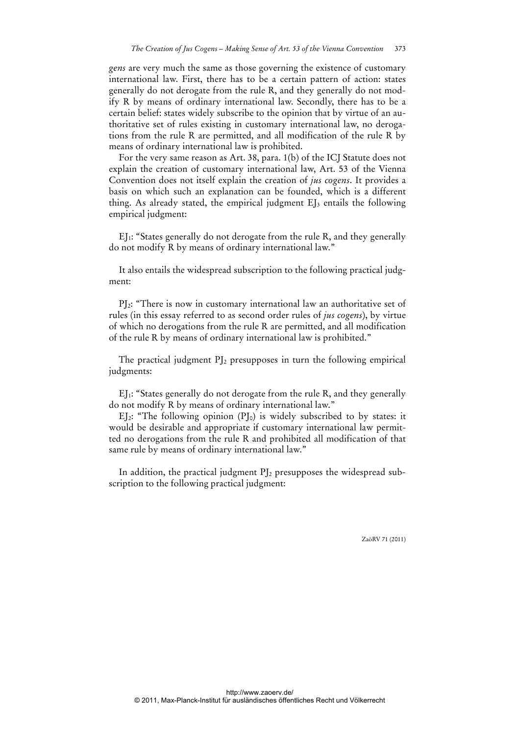*gens* are very much the same as those governing the existence of customary international law. First, there has to be a certain pattern of action: states generally do not derogate from the rule R, and they generally do not modify R by means of ordinary international law. Secondly, there has to be a certain belief: states widely subscribe to the opinion that by virtue of an authoritative set of rules existing in customary international law, no derogations from the rule R are permitted, and all modification of the rule R by means of ordinary international law is prohibited.

For the very same reason as Art. 38, para. 1(b) of the ICJ Statute does not explain the creation of customary international law, Art. 53 of the Vienna Convention does not itself explain the creation of *jus cogens*. It provides a basis on which such an explanation can be founded, which is a different thing. As already stated, the empirical judgment $EJ_3$ entails the following empirical judgment:

$EJ_1$: "States generally do not derogate from the rule R, and they generally do not modify R by means of ordinary international law."

It also entails the widespread subscription to the following practical judgment:

$PJ_2$: "There is now in customary international law an authoritative set of rules (in this essay referred to as second order rules of *jus cogens*), by virtue of which no derogations from the rule R are permitted, and all modification of the rule R by means of ordinary international law is prohibited."

The practical judgment $PJ_2$ presupposes in turn the following empirical judgments:

$EJ_1$: "States generally do not derogate from the rule R, and they generally do not modify R by means of ordinary international law."

$EJ_2$: "The following opinion ($PJ_0$) is widely subscribed to by states: it would be desirable and appropriate if customary international law permitted no derogations from the rule R and prohibited all modification of that same rule by means of ordinary international law."

In addition, the practical judgment $PJ_2$ presupposes the widespread subscription to the following practical judgment: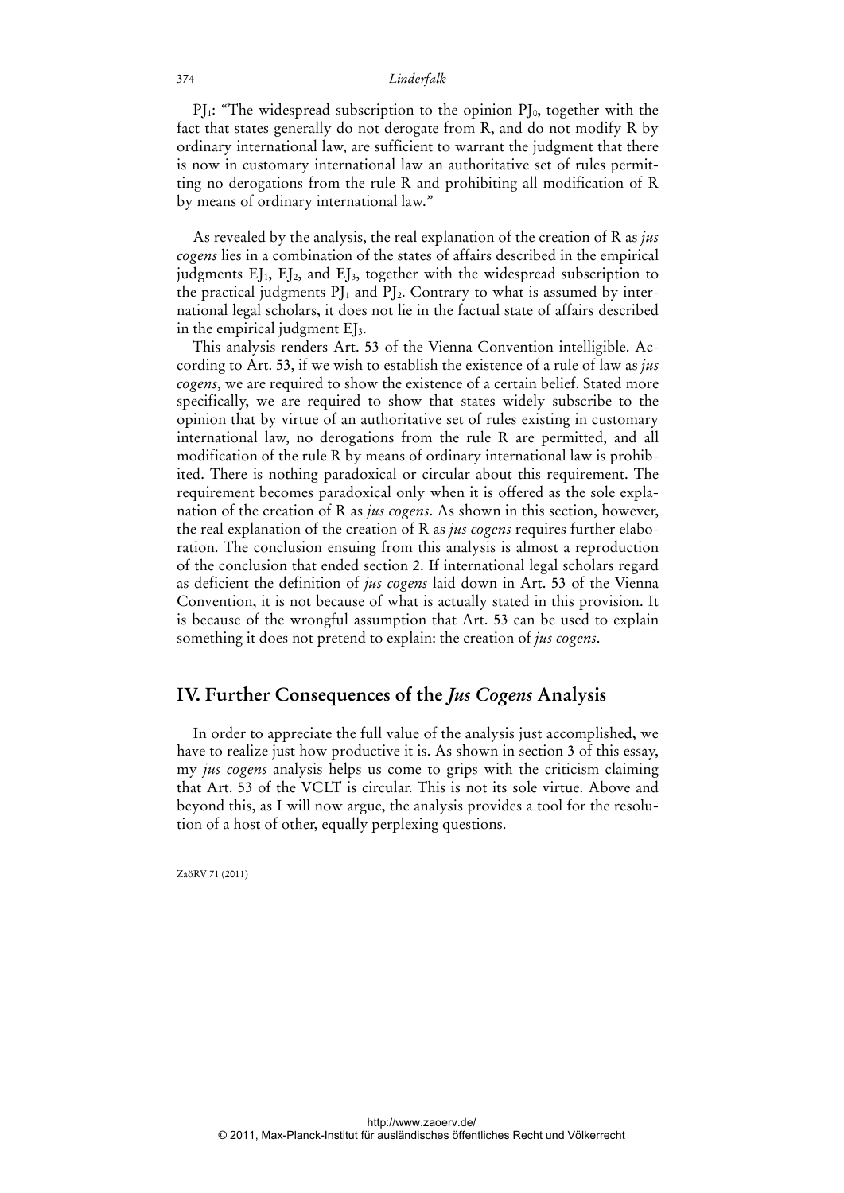$PJ_1$: "The widespread subscription to the opinion $PJ_0$, together with the fact that states generally do not derogate from R, and do not modify R by ordinary international law, are sufficient to warrant the judgment that there is now in customary international law an authoritative set of rules permitting no derogations from the rule R and prohibiting all modification of R by means of ordinary international law."

As revealed by the analysis, the real explanation of the creation of R as *jus cogens* lies in a combination of the states of affairs described in the empirical judgments $EJ_1$, $EJ_2$, and $EJ_3$, together with the widespread subscription to the practical judgments $PJ_1$ and $PJ_2$. Contrary to what is assumed by international legal scholars, it does not lie in the factual state of affairs described in the empirical judgment $EJ_3$.

This analysis renders Art. 53 of the Vienna Convention intelligible. According to Art. 53, if we wish to establish the existence of a rule of law as *jus cogens*, we are required to show the existence of a certain belief. Stated more specifically, we are required to show that states widely subscribe to the opinion that by virtue of an authoritative set of rules existing in customary international law, no derogations from the rule R are permitted, and all modification of the rule R by means of ordinary international law is prohibited. There is nothing paradoxical or circular about this requirement. The requirement becomes paradoxical only when it is offered as the sole explanation of the creation of R as *jus cogens*. As shown in this section, however, the real explanation of the creation of R as *jus cogens* requires further elaboration. The conclusion ensuing from this analysis is almost a reproduction of the conclusion that ended section 2. If international legal scholars regard as deficient the definition of *jus cogens* laid down in Art. 53 of the Vienna Convention, it is not because of what is actually stated in this provision. It is because of the wrongful assumption that Art. 53 can be used to explain something it does not pretend to explain: the creation of *jus cogens*.

## IV. Further Consequences of the *Jus Cogens* Analysis

In order to appreciate the full value of the analysis just accomplished, we have to realize just how productive it is. As shown in section 3 of this essay, my *jus cogens* analysis helps us come to grips with the criticism claiming that Art. 53 of the VCLT is circular. This is not its sole virtue. Above and beyond this, as I will now argue, the analysis provides a tool for the resolution of a host of other, equally perplexing questions.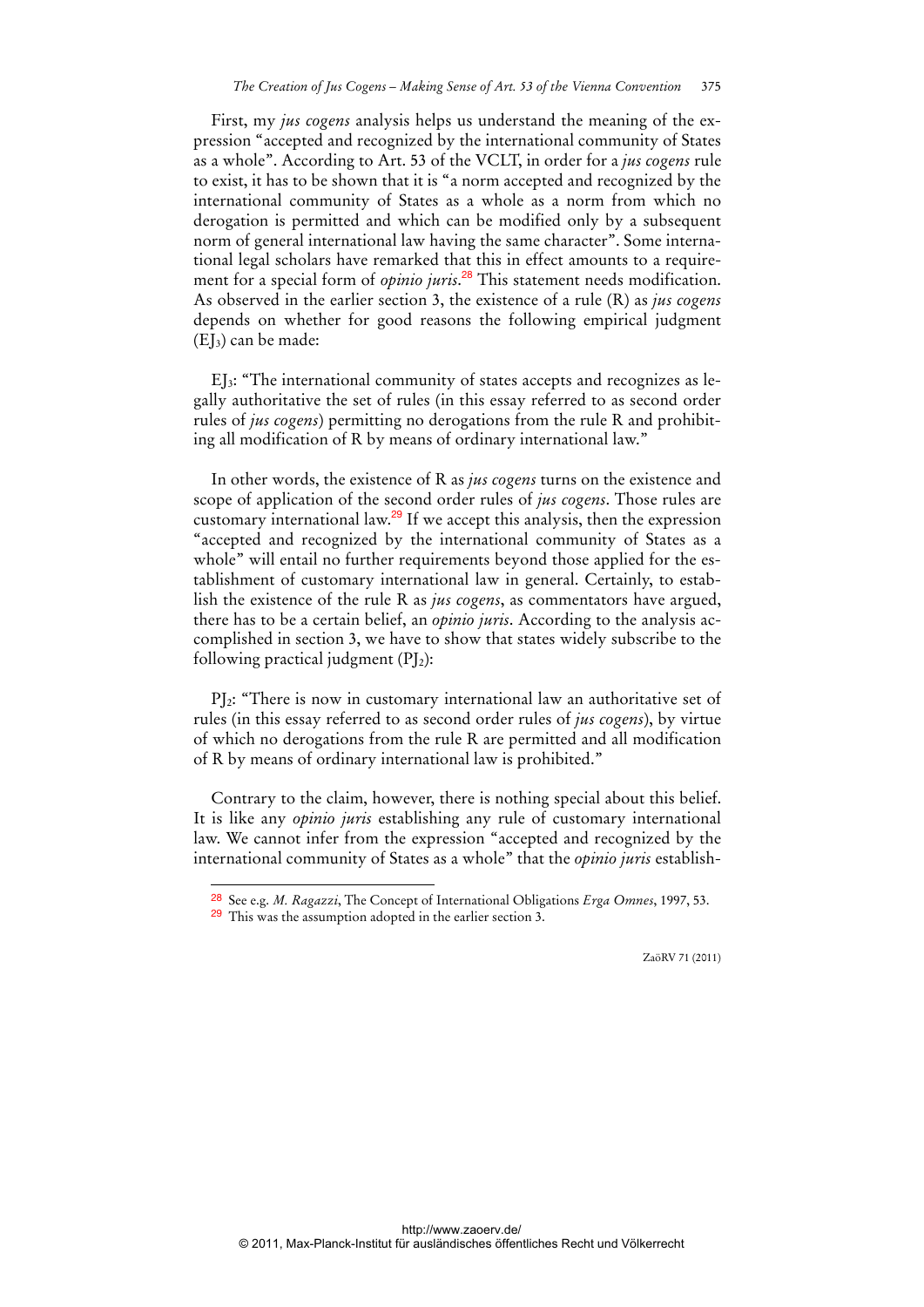First, my *jus cogens* analysis helps us understand the meaning of the expression "accepted and recognized by the international community of States as a whole". According to Art. 53 of the VCLT, in order for a *jus cogens* rule to exist, it has to be shown that it is "a norm accepted and recognized by the international community of States as a whole as a norm from which no derogation is permitted and which can be modified only by a subsequent norm of general international law having the same character". Some international legal scholars have remarked that this in effect amounts to a requirement for a special form of *opinio juris*.[28] This statement needs modification. As observed in the earlier section 3, the existence of a rule (R) as *jus cogens* depends on whether for good reasons the following empirical judgment ($EJ_3$) can be made:

$EJ_3$: "The international community of states accepts and recognizes as legally authoritative the set of rules (in this essay referred to as second order rules of *jus cogens*) permitting no derogations from the rule R and prohibiting all modification of R by means of ordinary international law."

In other words, the existence of R as *jus cogens* turns on the existence and scope of application of the second order rules of *jus cogens*. Those rules are customary international law.[29] If we accept this analysis, then the expression "accepted and recognized by the international community of States as a whole" will entail no further requirements beyond those applied for the establishment of customary international law in general. Certainly, to establish the existence of the rule R as *jus cogens*, as commentators have argued, there has to be a certain belief, an *opinio juris*. According to the analysis accomplished in section 3, we have to show that states widely subscribe to the following practical judgment ($PJ_2$):

$PJ_2$: "There is now in customary international law an authoritative set of rules (in this essay referred to as second order rules of *jus cogens*), by virtue of which no derogations from the rule R are permitted and all modification of R by means of ordinary international law is prohibited."

Contrary to the claim, however, there is nothing special about this belief. It is like any *opinio juris* establishing any rule of customary international law. We cannot infer from the expression "accepted and recognized by the international community of States as a whole" that the *opinio juris* establish-

---

[28] See e.g. *M. Ragazzi*, The Concept of International Obligations *Erga Omnes*, 1997, 53.

[29] This was the assumption adopted in the earlier section 3.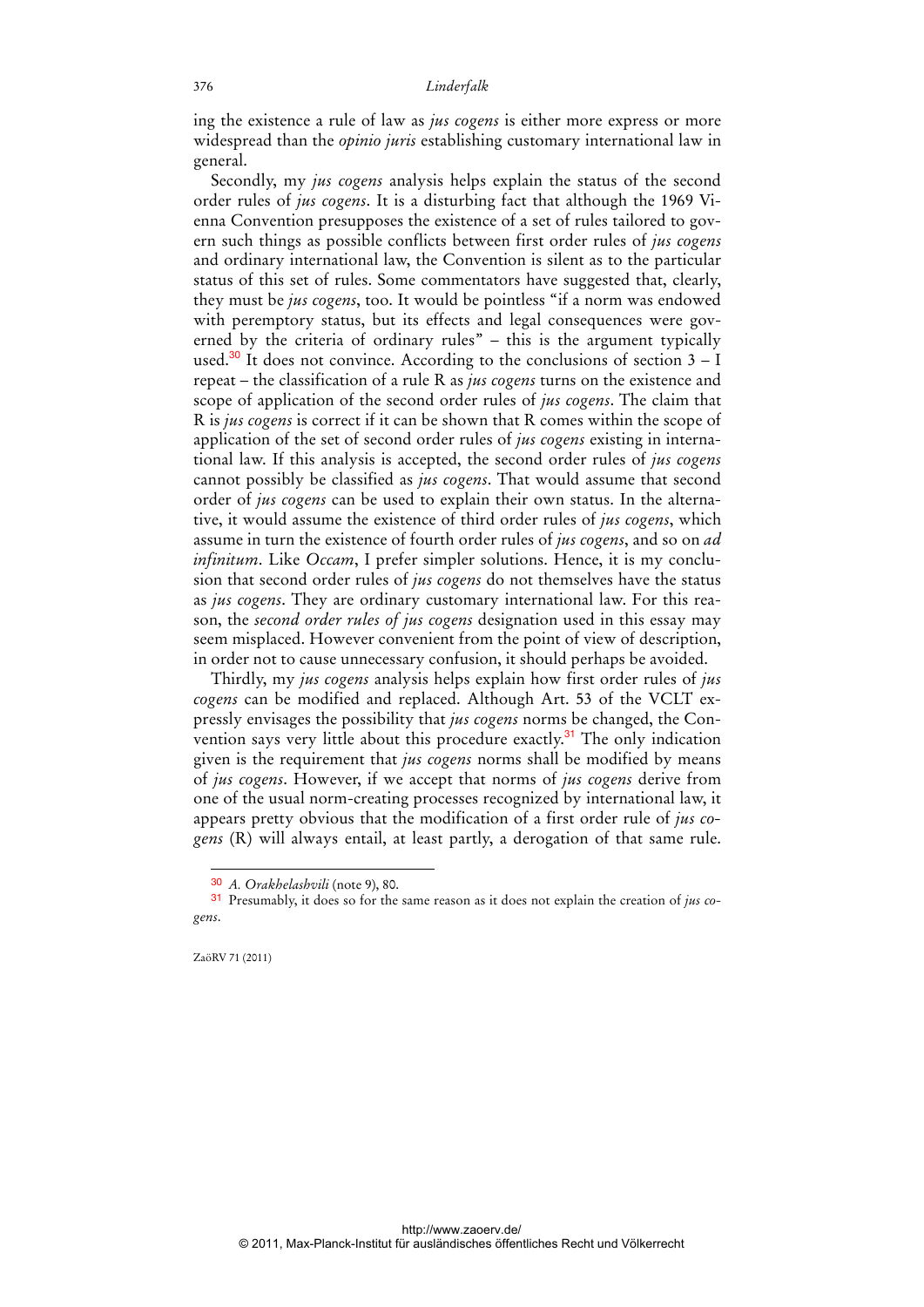ing the existence a rule of law as *jus cogens* is either more express or more widespread than the *opinio juris* establishing customary international law in general.

Secondly, my *jus cogens* analysis helps explain the status of the second order rules of *jus cogens*. It is a disturbing fact that although the 1969 Vienna Convention presupposes the existence of a set of rules tailored to govern such things as possible conflicts between first order rules of *jus cogens* and ordinary international law, the Convention is silent as to the particular status of this set of rules. Some commentators have suggested that, clearly, they must be *jus cogens*, too. It would be pointless "if a norm was endowed with peremptory status, but its effects and legal consequences were governed by the criteria of ordinary rules" – this is the argument typically used.[30] It does not convince. According to the conclusions of section 3 – I repeat – the classification of a rule R as *jus cogens* turns on the existence and scope of application of the second order rules of *jus cogens*. The claim that R is *jus cogens* is correct if it can be shown that R comes within the scope of application of the set of second order rules of *jus cogens* existing in international law. If this analysis is accepted, the second order rules of *jus cogens* cannot possibly be classified as *jus cogens*. That would assume that second order of *jus cogens* can be used to explain their own status. In the alternative, it would assume the existence of third order rules of *jus cogens*, which assume in turn the existence of fourth order rules of *jus cogens*, and so on *ad infinitum*. Like *Occam*, I prefer simpler solutions. Hence, it is my conclusion that second order rules of *jus cogens* do not themselves have the status as *jus cogens*. They are ordinary customary international law. For this reason, the *second order rules of jus cogens* designation used in this essay may seem misplaced. However convenient from the point of view of description, in order not to cause unnecessary confusion, it should perhaps be avoided.

Thirdly, my *jus cogens* analysis helps explain how first order rules of *jus cogens* can be modified and replaced. Although Art. 53 of the VCLT expressly envisages the possibility that *jus cogens* norms be changed, the Convention says very little about this procedure exactly.[31] The only indication given is the requirement that *jus cogens* norms shall be modified by means of *jus cogens*. However, if we accept that norms of *jus cogens* derive from one of the usual norm-creating processes recognized by international law, it appears pretty obvious that the modification of a first order rule of *jus cogens* (R) will always entail, at least partly, a derogation of that same rule.

---

[30] *A. Orakhelashvili* (note 9), 80.

[31] Presumably, it does so for the same reason as it does not explain the creation of *jus cogens*.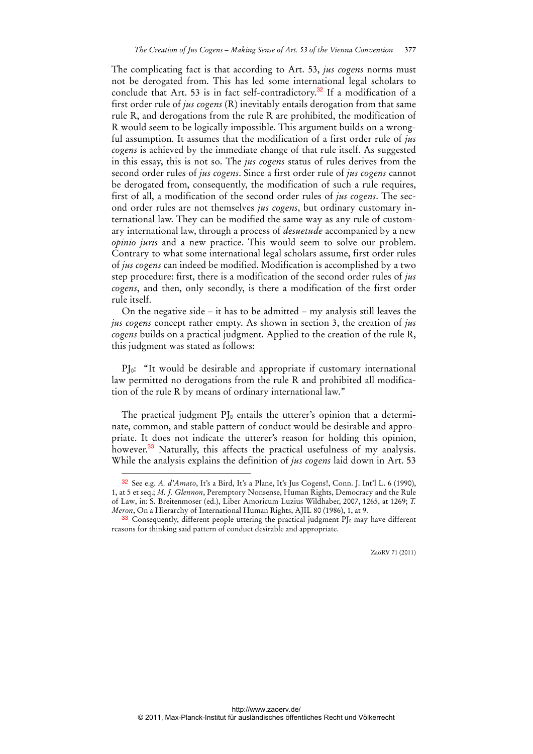The complicating fact is that according to Art. 53, *jus cogens* norms must not be derogated from. This has led some international legal scholars to conclude that Art. 53 is in fact self-contradictory.[32] If a modification of a first order rule of *jus cogens* (R) inevitably entails derogation from that same rule R, and derogations from the rule R are prohibited, the modification of R would seem to be logically impossible. This argument builds on a wrongful assumption. It assumes that the modification of a first order rule of *jus cogens* is achieved by the immediate change of that rule itself. As suggested in this essay, this is not so. The *jus cogens* status of rules derives from the second order rules of *jus cogens*. Since a first order rule of *jus cogens* cannot be derogated from, consequently, the modification of such a rule requires, first of all, a modification of the second order rules of *jus cogens*. The second order rules are not themselves *jus cogens*, but ordinary customary international law. They can be modified the same way as any rule of customary international law, through a process of *desuetude* accompanied by a new *opinio juris* and a new practice. This would seem to solve our problem. Contrary to what some international legal scholars assume, first order rules of *jus cogens* can indeed be modified. Modification is accomplished by a two step procedure: first, there is a modification of the second order rules of *jus cogens*, and then, only secondly, is there a modification of the first order rule itself.

On the negative side – it has to be admitted – my analysis still leaves the *jus cogens* concept rather empty. As shown in section 3, the creation of *jus cogens* builds on a practical judgment. Applied to the creation of the rule R, this judgment was stated as follows:

$PJ_0$: "It would be desirable and appropriate if customary international law permitted no derogations from the rule R and prohibited all modification of the rule R by means of ordinary international law."

The practical judgment $PJ_0$ entails the utterer's opinion that a determinate, common, and stable pattern of conduct would be desirable and appropriate. It does not indicate the utterer's reason for holding this opinion, however.[33] Naturally, this affects the practical usefulness of my analysis. While the analysis explains the definition of *jus cogens* laid down in Art. 53

---

[32] See e.g. *A. d'Amato*, It's a Bird, It's a Plane, It's Jus Cogens!, Conn. J. Int'l L. 6 (1990), 1, at 5 et seq.; *M. J. Glennon*, Peremptory Nonsense, Human Rights, Democracy and the Rule of Law, in: S. Breitenmoser (ed.), Liber Amoricum Luzius Wildhaber, 2007, 1265, at 1269; *T. Meron*, On a Hierarchy of International Human Rights, AJIL 80 (1986), 1, at 9.

[33] Consequently, different people uttering the practical judgment $PJ_0$ may have different reasons for thinking said pattern of conduct desirable and appropriate.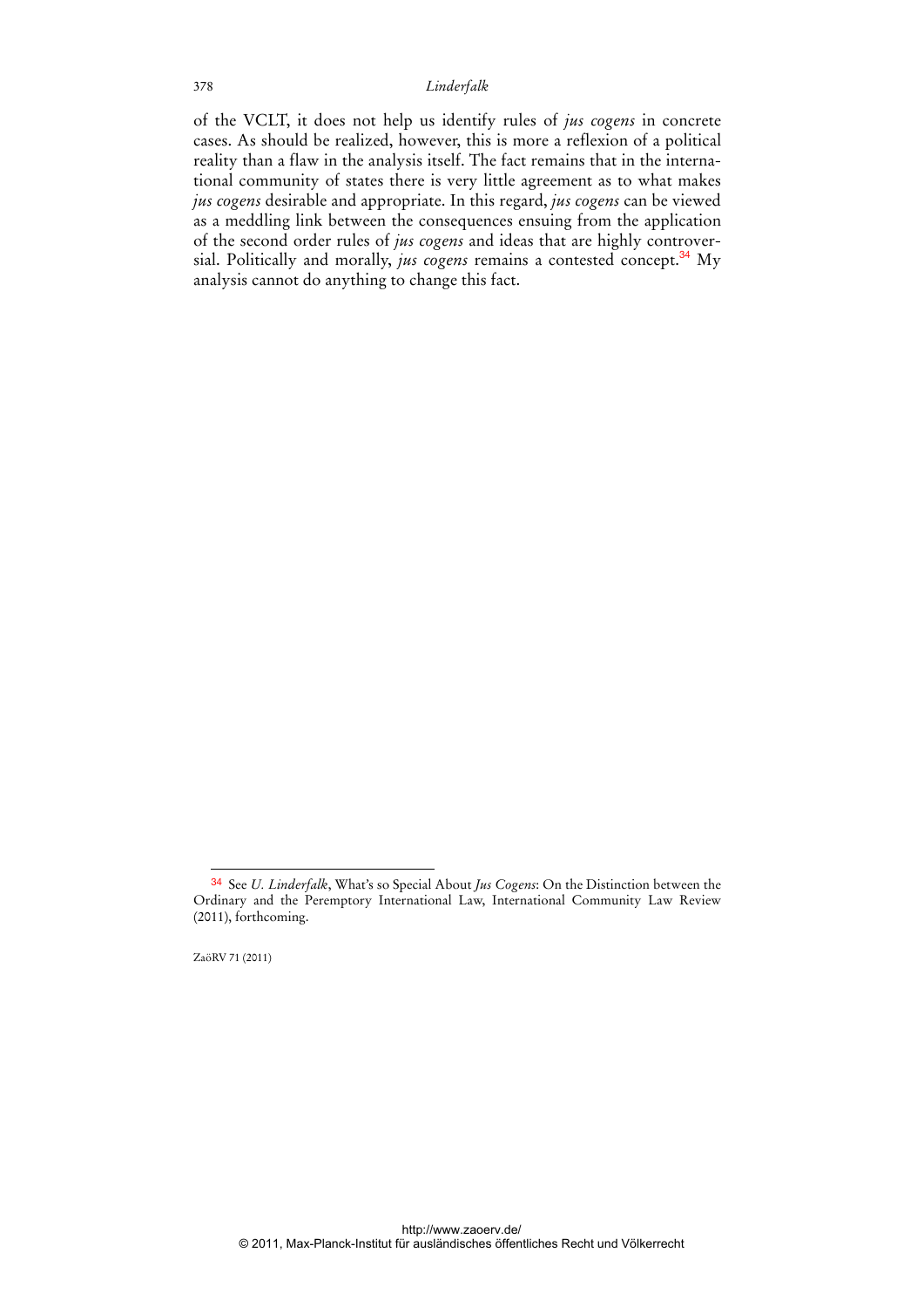of the VCLT, it does not help us identify rules of *jus cogens* in concrete cases. As should be realized, however, this is more a reflexion of a political reality than a flaw in the analysis itself. The fact remains that in the international community of states there is very little agreement as to what makes *jus cogens* desirable and appropriate. In this regard, *jus cogens* can be viewed as a meddling link between the consequences ensuing from the application of the second order rules of *jus cogens* and ideas that are highly controversial. Politically and morally, *jus cogens* remains a contested concept.[34] My analysis cannot do anything to change this fact.

---

[34] See *U. Linderfalk*, What's so Special About *Jus Cogens*: On the Distinction between the Ordinary and the Peremptory International Law, International Community Law Review (2011), forthcoming.